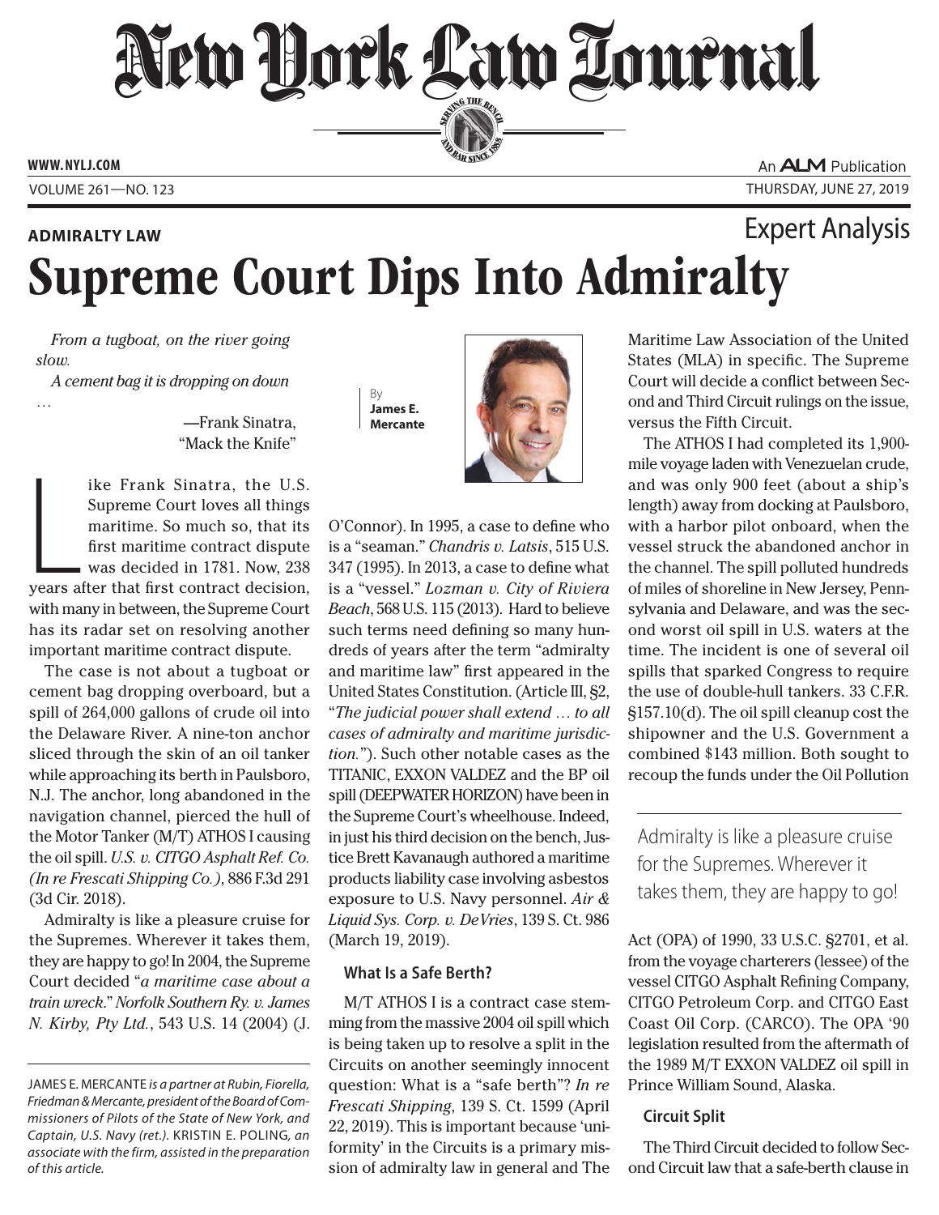# New York Law Journal

WWW.NYLJ.COM

An ALM Publication

VOLUME 261—NO. 123

THURSDAY, JUNE 27, 2019

**ADMIRALTY LAW**

Expert Analysis

# Supreme Court Dips Into Admiralty

*From a tugboat, on the river going slow.*
*A cement bag it is dropping on down …*

—Frank Sinatra, "Mack the Knife"

By **James E. Mercante**

Like Frank Sinatra, the U.S. Supreme Court loves all things maritime. So much so, that its first maritime contract dispute was decided in 1781. Now, 238 years after that first contract decision, with many in between, the Supreme Court has its radar set on resolving another important maritime contract dispute.

The case is not about a tugboat or cement bag dropping overboard, but a spill of 264,000 gallons of crude oil into the Delaware River. A nine-ton anchor sliced through the skin of an oil tanker while approaching its berth in Paulsboro, N.J. The anchor, long abandoned in the navigation channel, pierced the hull of the Motor Tanker (M/T) ATHOS I causing the oil spill. *U.S. v. CITGO Asphalt Ref. Co. (In re Frescati Shipping Co.)*, 886 F.3d 291 (3d Cir. 2018).

Admiralty is like a pleasure cruise for the Supremes. Wherever it takes them, they are happy to go! In 2004, the Supreme Court decided "*a maritime case about a train wreck*." *Norfolk Southern Ry. v. James N. Kirby, Pty Ltd.*, 543 U.S. 14 (2004) (J. O'Connor). In 1995, a case to define who is a "seaman." *Chandris v. Latsis*, 515 U.S. 347 (1995). In 2013, a case to define what is a "vessel." *Lozman v. City of Riviera Beach*, 568 U.S. 115 (2013). Hard to believe such terms need defining so many hundreds of years after the term "admiralty and maritime law" first appeared in the United States Constitution. (Article III, §2, "*The judicial power shall extend … to all cases of admiralty and maritime jurisdiction.*"). Such other notable cases as the TITANIC, EXXON VALDEZ and the BP oil spill (DEEPWATER HORIZON) have been in the Supreme Court's wheelhouse. Indeed, in just his third decision on the bench, Justice Brett Kavanaugh authored a maritime products liability case involving asbestos exposure to U.S. Navy personnel. *Air & Liquid Sys. Corp. v. DeVries*, 139 S. Ct. 986 (March 19, 2019).

### What Is a Safe Berth?

M/T ATHOS I is a contract case stemming from the massive 2004 oil spill which is being taken up to resolve a split in the Circuits on another seemingly innocent question: What is a "safe berth"? *In re Frescati Shipping*, 139 S. Ct. 1599 (April 22, 2019). This is important because 'uniformity' in the Circuits is a primary mission of admiralty law in general and The Maritime Law Association of the United States (MLA) in specific. The Supreme Court will decide a conflict between Second and Third Circuit rulings on the issue, versus the Fifth Circuit.

The ATHOS I had completed its 1,900-mile voyage laden with Venezuelan crude, and was only 900 feet (about a ship's length) away from docking at Paulsboro, with a harbor pilot onboard, when the vessel struck the abandoned anchor in the channel. The spill polluted hundreds of miles of shoreline in New Jersey, Pennsylvania and Delaware, and was the second worst oil spill in U.S. waters at the time. The incident is one of several oil spills that sparked Congress to require the use of double-hull tankers. 33 C.F.R. §157.10(d). The oil spill cleanup cost the shipowner and the U.S. Government a combined $143 million. Both sought to recoup the funds under the Oil Pollution Act (OPA) of 1990, 33 U.S.C. §2701, et al. from the voyage charterers (lessee) of the vessel CITGO Asphalt Refining Company, CITGO Petroleum Corp. and CITGO East Coast Oil Corp. (CARCO). The OPA '90 legislation resulted from the aftermath of the 1989 M/T EXXON VALDEZ oil spill in Prince William Sound, Alaska.

> Admiralty is like a pleasure cruise for the Supremes. Wherever it takes them, they are happy to go!

### Circuit Split

The Third Circuit decided to follow Second Circuit law that a safe-berth clause in

---

JAMES E. MERCANTE *is a partner at Rubin, Fiorella, Friedman & Mercante, president of the Board of Commissioners of Pilots of the State of New York, and Captain, U.S. Navy (ret.).* KRISTIN E. POLING, *an associate with the firm, assisted in the preparation of this article.*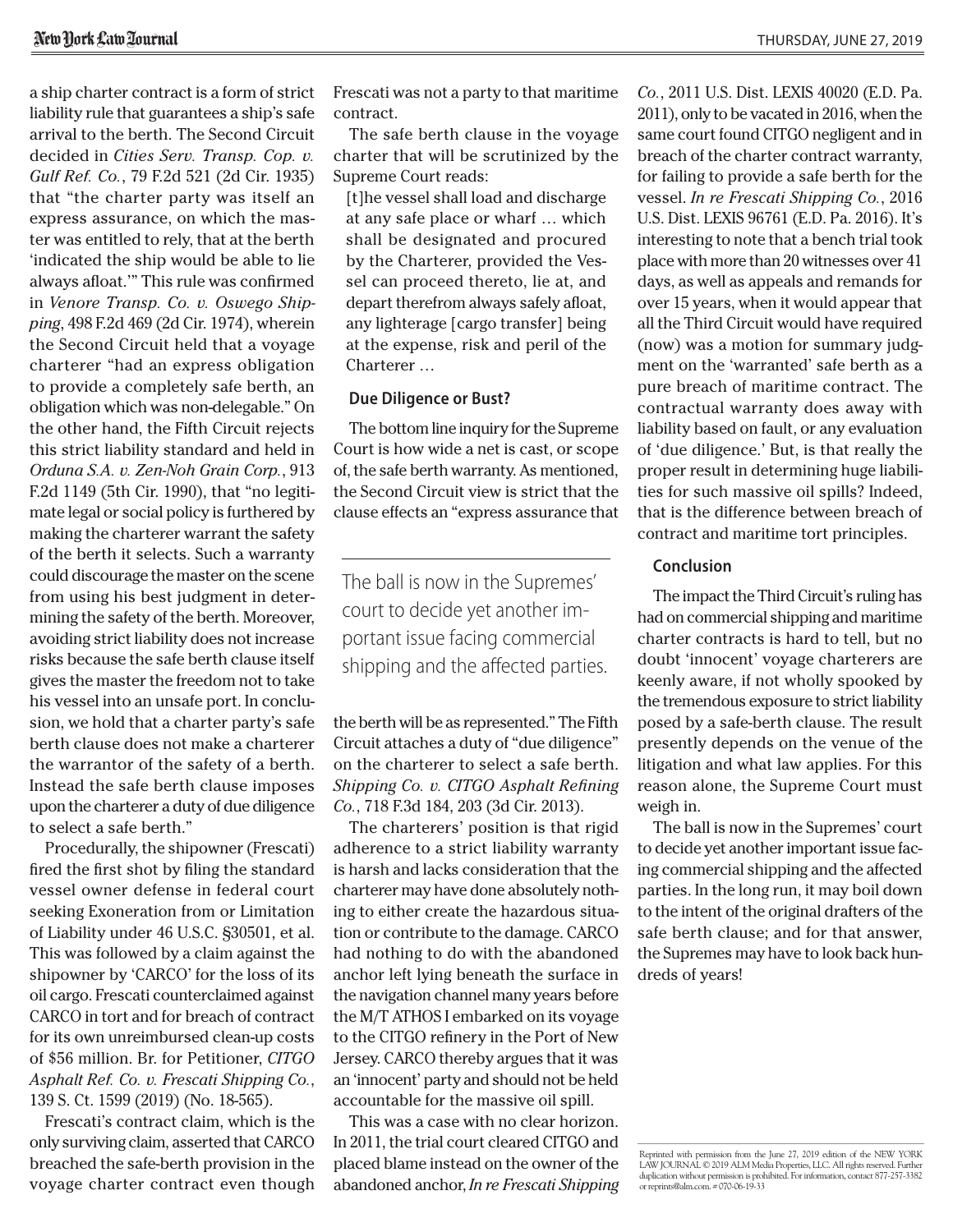a ship charter contract is a form of strict liability rule that guarantees a ship's safe arrival to the berth. The Second Circuit decided in *Cities Serv. Transp. Cop. v. Gulf Ref. Co.*, 79 F.2d 521 (2d Cir. 1935) that "the charter party was itself an express assurance, on which the master was entitled to rely, that at the berth 'indicated the ship would be able to lie always afloat.'" This rule was confirmed in *Venore Transp. Co. v. Oswego Shipping*, 498 F.2d 469 (2d Cir. 1974), wherein the Second Circuit held that a voyage charterer "had an express obligation to provide a completely safe berth, an obligation which was non-delegable." On the other hand, the Fifth Circuit rejects this strict liability standard and held in *Orduna S.A. v. Zen-Noh Grain Corp.*, 913 F.2d 1149 (5th Cir. 1990), that "no legitimate legal or social policy is furthered by making the charterer warrant the safety of the berth it selects. Such a warranty could discourage the master on the scene from using his best judgment in determining the safety of the berth. Moreover, avoiding strict liability does not increase risks because the safe berth clause itself gives the master the freedom not to take his vessel into an unsafe port. In conclusion, we hold that a charter party's safe berth clause does not make a charterer the warrantor of the safety of a berth. Instead the safe berth clause imposes upon the charterer a duty of due diligence to select a safe berth."

Procedurally, the shipowner (Frescati) fired the first shot by filing the standard vessel owner defense in federal court seeking Exoneration from or Limitation of Liability under 46 U.S.C. §30501, et al. This was followed by a claim against the shipowner by 'CARCO' for the loss of its oil cargo. Frescati counterclaimed against CARCO in tort and for breach of contract for its own unreimbursed clean-up costs of $56 million. Br. for Petitioner, *CITGO Asphalt Ref. Co. v. Frescati Shipping Co.*, 139 S. Ct. 1599 (2019) (No. 18-565).

Frescati's contract claim, which is the only surviving claim, asserted that CARCO breached the safe-berth provision in the voyage charter contract even though Frescati was not a party to that maritime contract.

The safe berth clause in the voyage charter that will be scrutinized by the Supreme Court reads:

> [t]he vessel shall load and discharge at any safe place or wharf … which shall be designated and procured by the Charterer, provided the Vessel can proceed thereto, lie at, and depart therefrom always safely afloat, any lighterage [cargo transfer] being at the expense, risk and peril of the Charterer …

### Due Diligence or Bust?

The bottom line inquiry for the Supreme Court is how wide a net is cast, or scope of, the safe berth warranty. As mentioned, the Second Circuit view is strict that the clause effects an "express assurance that the berth will be as represented." The Fifth Circuit attaches a duty of "due diligence" on the charterer to select a safe berth. *Shipping Co. v. CITGO Asphalt Refining Co.*, 718 F.3d 184, 203 (3d Cir. 2013).

> The ball is now in the Supremes' court to decide yet another important issue facing commercial shipping and the affected parties.

The charterers' position is that rigid adherence to a strict liability warranty is harsh and lacks consideration that the charterer may have done absolutely nothing to either create the hazardous situation or contribute to the damage. CARCO had nothing to do with the abandoned anchor left lying beneath the surface in the navigation channel many years before the M/T ATHOS I embarked on its voyage to the CITGO refinery in the Port of New Jersey. CARCO thereby argues that it was an 'innocent' party and should not be held accountable for the massive oil spill.

This was a case with no clear horizon. In 2011, the trial court cleared CITGO and placed blame instead on the owner of the abandoned anchor, *In re Frescati Shipping Co.*, 2011 U.S. Dist. LEXIS 40020 (E.D. Pa. 2011), only to be vacated in 2016, when the same court found CITGO negligent and in breach of the charter contract warranty, for failing to provide a safe berth for the vessel. *In re Frescati Shipping Co.*, 2016 U.S. Dist. LEXIS 96761 (E.D. Pa. 2016). It's interesting to note that a bench trial took place with more than 20 witnesses over 41 days, as well as appeals and remands for over 15 years, when it would appear that all the Third Circuit would have required (now) was a motion for summary judgment on the 'warranted' safe berth as a pure breach of maritime contract. The contractual warranty does away with liability based on fault, or any evaluation of 'due diligence.' But, is that really the proper result in determining huge liabilities for such massive oil spills? Indeed, that is the difference between breach of contract and maritime tort principles.

### Conclusion

The impact the Third Circuit's ruling has had on commercial shipping and maritime charter contracts is hard to tell, but no doubt 'innocent' voyage charterers are keenly aware, if not wholly spooked by the tremendous exposure to strict liability posed by a safe-berth clause. The result presently depends on the venue of the litigation and what law applies. For this reason alone, the Supreme Court must weigh in.

The ball is now in the Supremes' court to decide yet another important issue facing commercial shipping and the affected parties. In the long run, it may boil down to the intent of the original drafters of the safe berth clause; and for that answer, the Supremes may have to look back hundreds of years!

Reprinted with permission from the June 27, 2019 edition of the NEW YORK LAW JOURNAL © 2019 ALM Media Properties, LLC. All rights reserved. Further duplication without permission is prohibited. For information, contact 877-257-3382 or reprints@alm.com. # 070-06-19-33